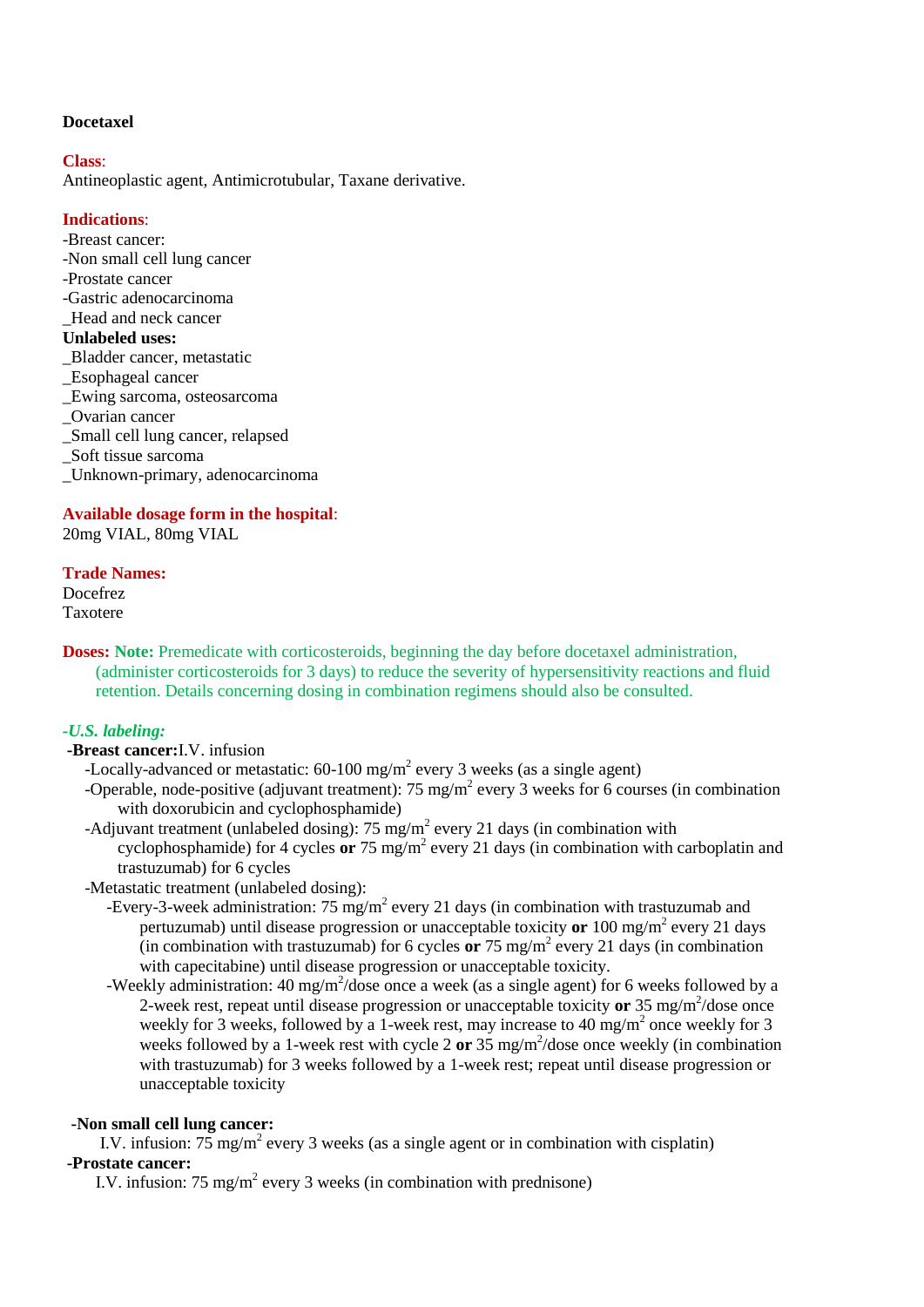**Docetaxel**

**Class**:
Antineoplastic agent, Antimicrotubular, Taxane derivative.

**Indications**:
-Breast cancer:
-Non small cell lung cancer
-Prostate cancer
-Gastric adenocarcinoma
_Head and neck cancer
**Unlabeled uses:**
_Bladder cancer, metastatic
_Esophageal cancer
_Ewing sarcoma, osteosarcoma
_Ovarian cancer
_Small cell lung cancer, relapsed
_Soft tissue sarcoma
_Unknown-primary, adenocarcinoma

**Available dosage form in the hospital**:
20mg VIAL, 80mg VIAL

**Trade Names:**
Docefrez
Taxotere

**Doses: Note:** Premedicate with corticosteroids, beginning the day before docetaxel administration, (administer corticosteroids for 3 days) to reduce the severity of hypersensitivity reactions and fluid retention. Details concerning dosing in combination regimens should also be consulted.

***-U.S. labeling:***

**-Breast cancer:** I.V. infusion

- -Locally-advanced or metastatic: 60-100 mg/m$^2$ every 3 weeks (as a single agent)
- -Operable, node-positive (adjuvant treatment): 75 mg/m$^2$ every 3 weeks for 6 courses (in combination with doxorubicin and cyclophosphamide)
- -Adjuvant treatment (unlabeled dosing): 75 mg/m$^2$ every 21 days (in combination with cyclophosphamide) for 4 cycles **or** 75 mg/m$^2$ every 21 days (in combination with carboplatin and trastuzumab) for 6 cycles
- -Metastatic treatment (unlabeled dosing):
  - -Every-3-week administration: 75 mg/m$^2$ every 21 days (in combination with trastuzumab and pertuzumab) until disease progression or unacceptable toxicity **or** 100 mg/m$^2$ every 21 days (in combination with trastuzumab) for 6 cycles **or** 75 mg/m$^2$ every 21 days (in combination with capecitabine) until disease progression or unacceptable toxicity.
  - -Weekly administration: 40 mg/m$^2$/dose once a week (as a single agent) for 6 weeks followed by a 2-week rest, repeat until disease progression or unacceptable toxicity **or** 35 mg/m$^2$/dose once weekly for 3 weeks, followed by a 1-week rest, may increase to 40 mg/m$^2$ once weekly for 3 weeks followed by a 1-week rest with cycle 2 **or** 35 mg/m$^2$/dose once weekly (in combination with trastuzumab) for 3 weeks followed by a 1-week rest; repeat until disease progression or unacceptable toxicity

**-Non small cell lung cancer:**
I.V. infusion: 75 mg/m$^2$ every 3 weeks (as a single agent or in combination with cisplatin)

**-Prostate cancer:**
I.V. infusion: 75 mg/m$^2$ every 3 weeks (in combination with prednisone)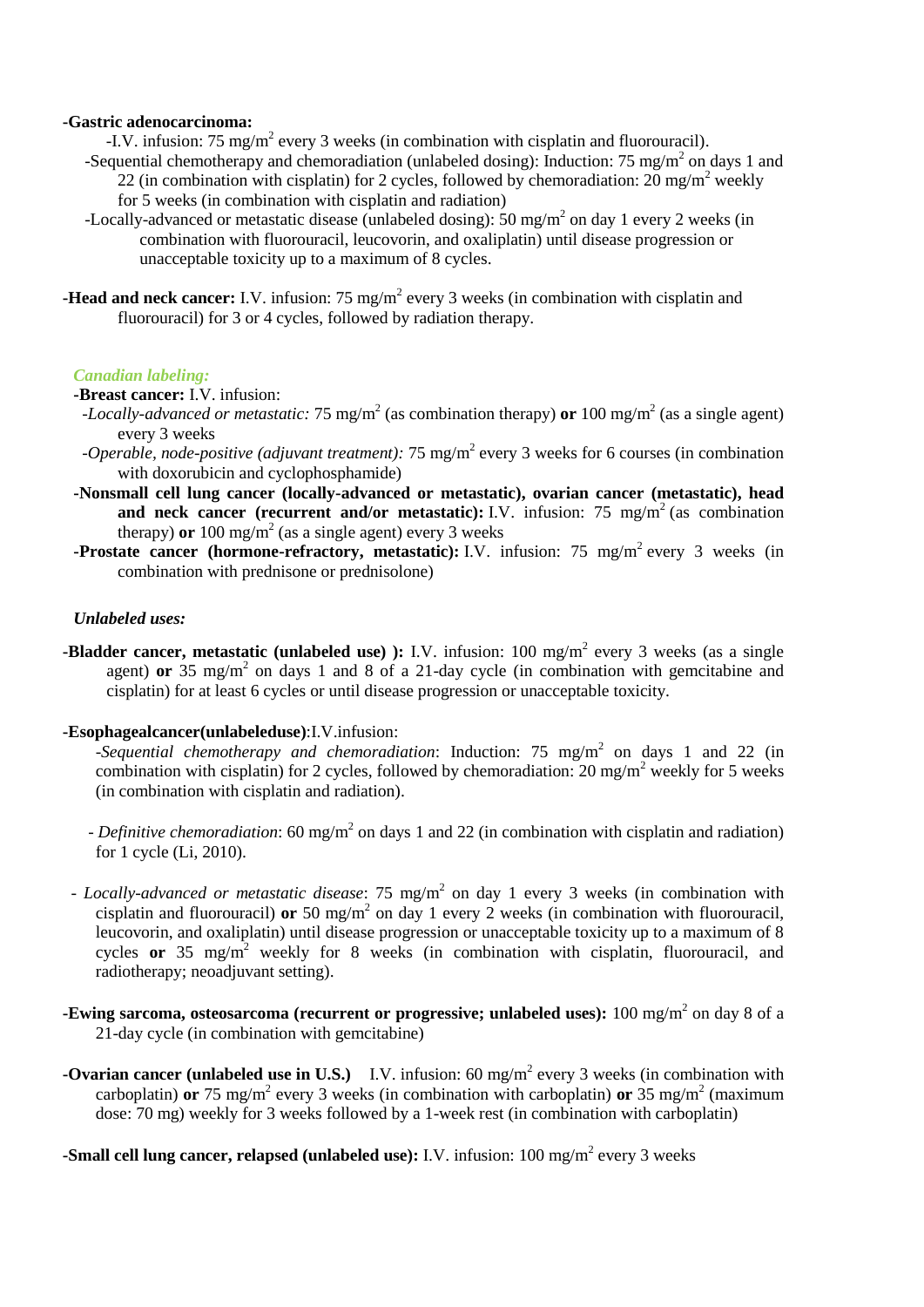**-Gastric adenocarcinoma:**

-I.V. infusion: 75 mg/m$^2$ every 3 weeks (in combination with cisplatin and fluorouracil).

-Sequential chemotherapy and chemoradiation (unlabeled dosing): Induction: 75 mg/m$^2$ on days 1 and 22 (in combination with cisplatin) for 2 cycles, followed by chemoradiation: 20 mg/m$^2$ weekly for 5 weeks (in combination with cisplatin and radiation)

-Locally-advanced or metastatic disease (unlabeled dosing): 50 mg/m$^2$ on day 1 every 2 weeks (in combination with fluorouracil, leucovorin, and oxaliplatin) until disease progression or unacceptable toxicity up to a maximum of 8 cycles.

**-Head and neck cancer:** I.V. infusion: 75 mg/m$^2$ every 3 weeks (in combination with cisplatin and fluorouracil) for 3 or 4 cycles, followed by radiation therapy.

*Canadian labeling:*

**-Breast cancer:** I.V. infusion:

-*Locally-advanced or metastatic:* 75 mg/m$^2$ (as combination therapy) **or** 100 mg/m$^2$ (as a single agent) every 3 weeks

-*Operable, node-positive (adjuvant treatment):* 75 mg/m$^2$ every 3 weeks for 6 courses (in combination with doxorubicin and cyclophosphamide)

**-Nonsmall cell lung cancer (locally-advanced or metastatic), ovarian cancer (metastatic), head and neck cancer (recurrent and/or metastatic):** I.V. infusion: 75 mg/m$^2$ (as combination therapy) **or** 100 mg/m$^2$ (as a single agent) every 3 weeks

**-Prostate cancer (hormone-refractory, metastatic):** I.V. infusion: 75 mg/m$^2$ every 3 weeks (in combination with prednisone or prednisolone)

*Unlabeled uses:*

**-Bladder cancer, metastatic (unlabeled use) ):** I.V. infusion: 100 mg/m$^2$ every 3 weeks (as a single agent) **or** 35 mg/m$^2$ on days 1 and 8 of a 21-day cycle (in combination with gemcitabine and cisplatin) for at least 6 cycles or until disease progression or unacceptable toxicity.

**-Esophagealcancer(unlabeleduse)**:I.V.infusion:

-*Sequential chemotherapy and chemoradiation*: Induction: 75 mg/m$^2$ on days 1 and 22 (in combination with cisplatin) for 2 cycles, followed by chemoradiation: 20 mg/m$^2$ weekly for 5 weeks (in combination with cisplatin and radiation).

- *Definitive chemoradiation*: 60 mg/m$^2$ on days 1 and 22 (in combination with cisplatin and radiation) for 1 cycle (Li, 2010).

- *Locally-advanced or metastatic disease*: 75 mg/m$^2$ on day 1 every 3 weeks (in combination with cisplatin and fluorouracil) **or** 50 mg/m$^2$ on day 1 every 2 weeks (in combination with fluorouracil, leucovorin, and oxaliplatin) until disease progression or unacceptable toxicity up to a maximum of 8 cycles **or** 35 mg/m$^2$ weekly for 8 weeks (in combination with cisplatin, fluorouracil, and radiotherapy; neoadjuvant setting).

**-Ewing sarcoma, osteosarcoma (recurrent or progressive; unlabeled uses):** 100 mg/m$^2$ on day 8 of a 21-day cycle (in combination with gemcitabine)

**-Ovarian cancer (unlabeled use in U.S.)** I.V. infusion: 60 mg/m$^2$ every 3 weeks (in combination with carboplatin) **or** 75 mg/m$^2$ every 3 weeks (in combination with carboplatin) **or** 35 mg/m$^2$ (maximum dose: 70 mg) weekly for 3 weeks followed by a 1-week rest (in combination with carboplatin)

**-Small cell lung cancer, relapsed (unlabeled use):** I.V. infusion: 100 mg/m$^2$ every 3 weeks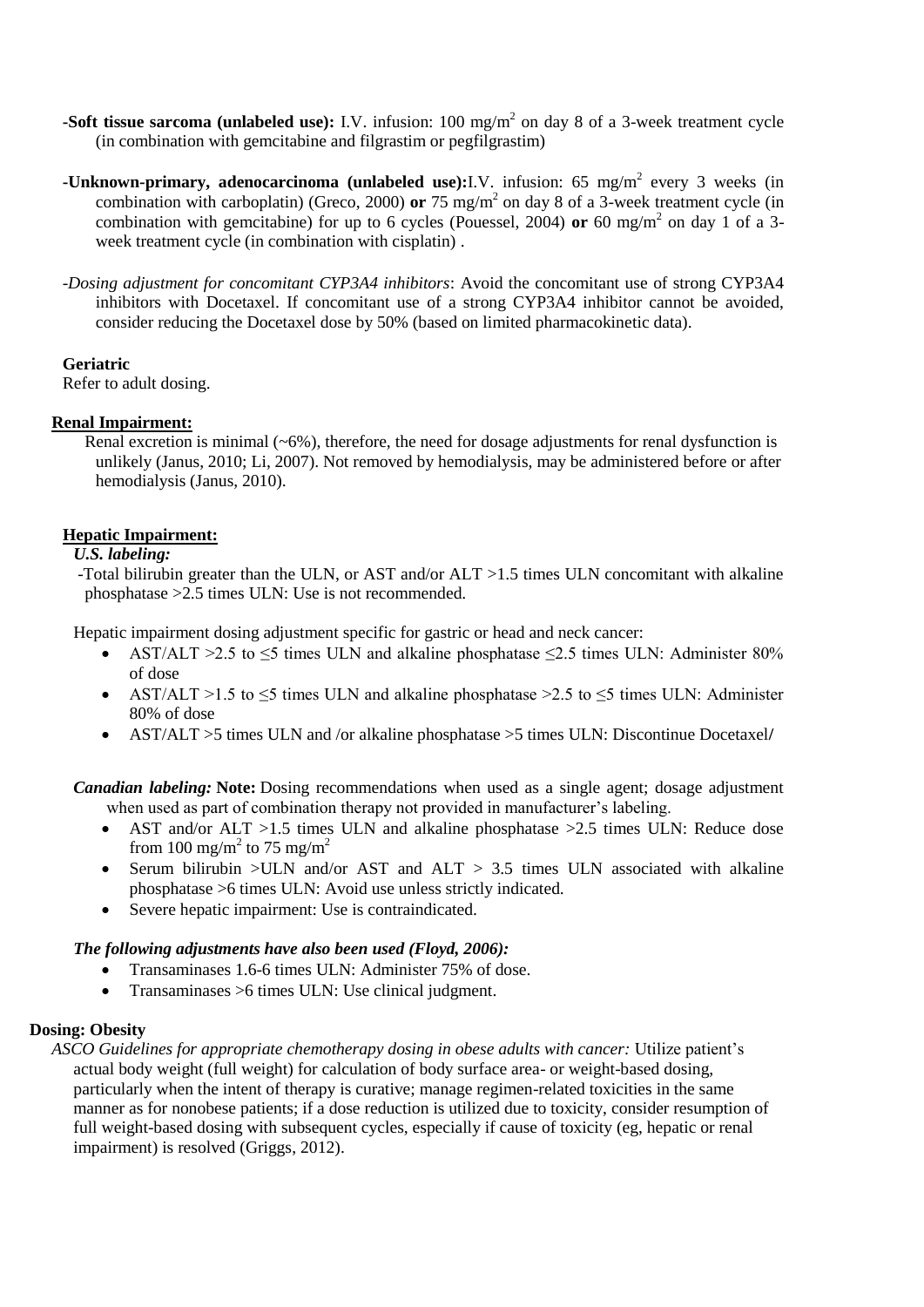**-Soft tissue sarcoma (unlabeled use):** I.V. infusion: 100 mg/$m^2$ on day 8 of a 3-week treatment cycle (in combination with gemcitabine and filgrastim or pegfilgrastim)

**-Unknown-primary, adenocarcinoma (unlabeled use):** I.V. infusion: 65 mg/$m^2$ every 3 weeks (in combination with carboplatin) (Greco, 2000) **or** 75 mg/$m^2$ on day 8 of a 3-week treatment cycle (in combination with gemcitabine) for up to 6 cycles (Pouessel, 2004) **or** 60 mg/$m^2$ on day 1 of a 3-week treatment cycle (in combination with cisplatin) .

-*Dosing adjustment for concomitant CYP3A4 inhibitors*: Avoid the concomitant use of strong CYP3A4 inhibitors with Docetaxel. If concomitant use of a strong CYP3A4 inhibitor cannot be avoided, consider reducing the Docetaxel dose by 50% (based on limited pharmacokinetic data).

**Geriatric**

Refer to adult dosing.

**Renal Impairment:**

Renal excretion is minimal (~6%), therefore, the need for dosage adjustments for renal dysfunction is unlikely (Janus, 2010; Li, 2007). Not removed by hemodialysis, may be administered before or after hemodialysis (Janus, 2010).

**Hepatic Impairment:**

***U.S. labeling:***

-Total bilirubin greater than the ULN, or AST and/or ALT >1.5 times ULN concomitant with alkaline phosphatase >2.5 times ULN: Use is not recommended.

Hepatic impairment dosing adjustment specific for gastric or head and neck cancer:

- AST/ALT >2.5 to ≤5 times ULN and alkaline phosphatase ≤2.5 times ULN: Administer 80% of dose
- AST/ALT >1.5 to ≤5 times ULN and alkaline phosphatase >2.5 to ≤5 times ULN: Administer 80% of dose
- AST/ALT >5 times ULN and /or alkaline phosphatase >5 times ULN: Discontinue Docetaxel/

***Canadian labeling:*** **Note:** Dosing recommendations when used as a single agent; dosage adjustment when used as part of combination therapy not provided in manufacturer's labeling.

- AST and/or ALT >1.5 times ULN and alkaline phosphatase >2.5 times ULN: Reduce dose from 100 mg/$m^2$ to 75 mg/$m^2$
- Serum bilirubin >ULN and/or AST and ALT > 3.5 times ULN associated with alkaline phosphatase >6 times ULN: Avoid use unless strictly indicated.
- Severe hepatic impairment: Use is contraindicated.

***The following adjustments have also been used (Floyd, 2006):***

- Transaminases 1.6-6 times ULN: Administer 75% of dose.
- Transaminases >6 times ULN: Use clinical judgment.

**Dosing: Obesity**

*ASCO Guidelines for appropriate chemotherapy dosing in obese adults with cancer:* Utilize patient's actual body weight (full weight) for calculation of body surface area- or weight-based dosing, particularly when the intent of therapy is curative; manage regimen-related toxicities in the same manner as for nonobese patients; if a dose reduction is utilized due to toxicity, consider resumption of full weight-based dosing with subsequent cycles, especially if cause of toxicity (eg, hepatic or renal impairment) is resolved (Griggs, 2012).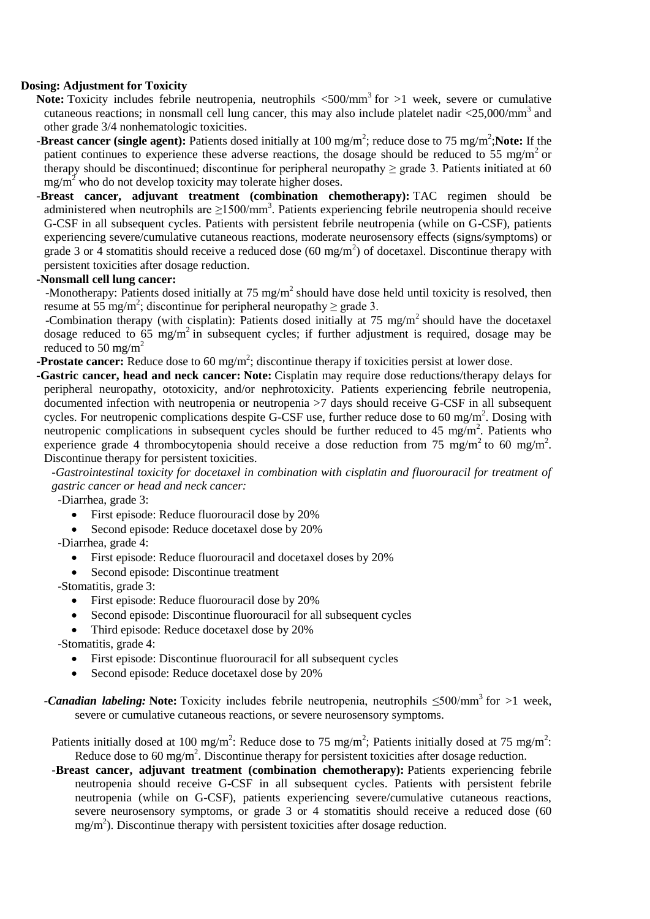**Dosing: Adjustment for Toxicity**

**Note:** Toxicity includes febrile neutropenia, neutrophils <500/mm$^3$ for >1 week, severe or cumulative cutaneous reactions; in nonsmall cell lung cancer, this may also include platelet nadir <25,000/mm$^3$ and other grade 3/4 nonhematologic toxicities.

**-Breast cancer (single agent):** Patients dosed initially at 100 mg/m$^2$; reduce dose to 75 mg/m$^2$;**Note:** If the patient continues to experience these adverse reactions, the dosage should be reduced to 55 mg/m$^2$ or therapy should be discontinued; discontinue for peripheral neuropathy ≥ grade 3. Patients initiated at 60 mg/m$^2$ who do not develop toxicity may tolerate higher doses.

**-Breast cancer, adjuvant treatment (combination chemotherapy):** TAC regimen should be administered when neutrophils are ≥1500/mm$^3$. Patients experiencing febrile neutropenia should receive G-CSF in all subsequent cycles. Patients with persistent febrile neutropenia (while on G-CSF), patients experiencing severe/cumulative cutaneous reactions, moderate neurosensory effects (signs/symptoms) or grade 3 or 4 stomatitis should receive a reduced dose (60 mg/m$^2$) of docetaxel. Discontinue therapy with persistent toxicities after dosage reduction.

**-Nonsmall cell lung cancer:**

-Monotherapy: Patients dosed initially at 75 mg/m$^2$ should have dose held until toxicity is resolved, then resume at 55 mg/m$^2$; discontinue for peripheral neuropathy ≥ grade 3.

-Combination therapy (with cisplatin): Patients dosed initially at 75 mg/m$^2$ should have the docetaxel dosage reduced to 65 mg/m$^2$ in subsequent cycles; if further adjustment is required, dosage may be reduced to 50 mg/m$^2$

**-Prostate cancer:** Reduce dose to 60 mg/m$^2$; discontinue therapy if toxicities persist at lower dose.

**-Gastric cancer, head and neck cancer: Note:** Cisplatin may require dose reductions/therapy delays for peripheral neuropathy, ototoxicity, and/or nephrotoxicity. Patients experiencing febrile neutropenia, documented infection with neutropenia or neutropenia >7 days should receive G-CSF in all subsequent cycles. For neutropenic complications despite G-CSF use, further reduce dose to 60 mg/m$^2$. Dosing with neutropenic complications in subsequent cycles should be further reduced to 45 mg/m$^2$. Patients who experience grade 4 thrombocytopenia should receive a dose reduction from 75 mg/m$^2$ to 60 mg/m$^2$. Discontinue therapy for persistent toxicities.

*-Gastrointestinal toxicity for docetaxel in combination with cisplatin and fluorouracil for treatment of gastric cancer or head and neck cancer:*

-Diarrhea, grade 3:

- First episode: Reduce fluorouracil dose by 20%
- Second episode: Reduce docetaxel dose by 20%

-Diarrhea, grade 4:

- First episode: Reduce fluorouracil and docetaxel doses by 20%
- Second episode: Discontinue treatment

-Stomatitis, grade 3:

- First episode: Reduce fluorouracil dose by 20%
- Second episode: Discontinue fluorouracil for all subsequent cycles
- Third episode: Reduce docetaxel dose by 20%

-Stomatitis, grade 4:

- First episode: Discontinue fluorouracil for all subsequent cycles
- Second episode: Reduce docetaxel dose by 20%

***-Canadian labeling:*** **Note:** Toxicity includes febrile neutropenia, neutrophils ≤500/mm$^3$ for >1 week, severe or cumulative cutaneous reactions, or severe neurosensory symptoms.

Patients initially dosed at 100 mg/m$^2$: Reduce dose to 75 mg/m$^2$; Patients initially dosed at 75 mg/m$^2$: Reduce dose to 60 mg/m$^2$. Discontinue therapy for persistent toxicities after dosage reduction.

**-Breast cancer, adjuvant treatment (combination chemotherapy):** Patients experiencing febrile neutropenia should receive G-CSF in all subsequent cycles. Patients with persistent febrile neutropenia (while on G-CSF), patients experiencing severe/cumulative cutaneous reactions, severe neurosensory symptoms, or grade 3 or 4 stomatitis should receive a reduced dose (60 mg/m$^2$). Discontinue therapy with persistent toxicities after dosage reduction.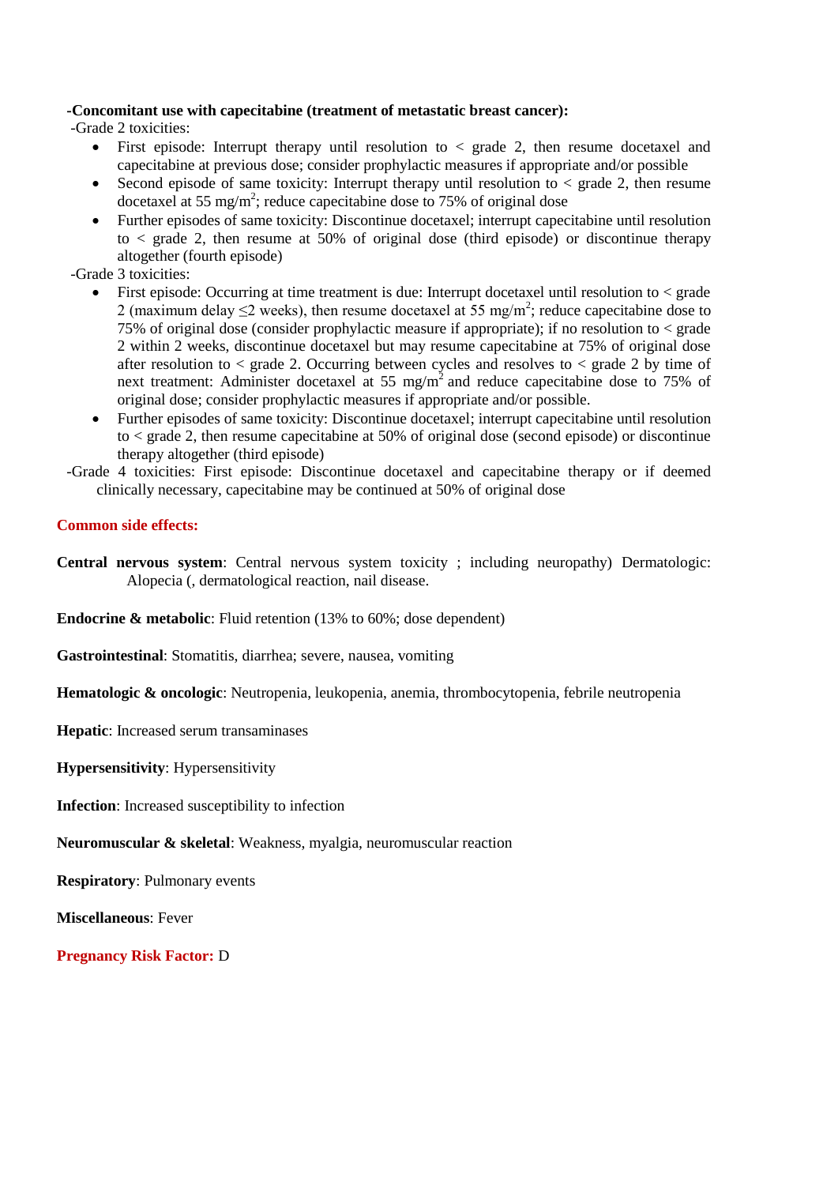**-Concomitant use with capecitabine (treatment of metastatic breast cancer):**

-Grade 2 toxicities:

- First episode: Interrupt therapy until resolution to < grade 2, then resume docetaxel and capecitabine at previous dose; consider prophylactic measures if appropriate and/or possible
- Second episode of same toxicity: Interrupt therapy until resolution to < grade 2, then resume docetaxel at 55 $mg/m^2$; reduce capecitabine dose to 75% of original dose
- Further episodes of same toxicity: Discontinue docetaxel; interrupt capecitabine until resolution to < grade 2, then resume at 50% of original dose (third episode) or discontinue therapy altogether (fourth episode)

-Grade 3 toxicities:

- First episode: Occurring at time treatment is due: Interrupt docetaxel until resolution to < grade 2 (maximum delay ≤2 weeks), then resume docetaxel at 55 $mg/m^2$; reduce capecitabine dose to 75% of original dose (consider prophylactic measure if appropriate); if no resolution to < grade 2 within 2 weeks, discontinue docetaxel but may resume capecitabine at 75% of original dose after resolution to < grade 2. Occurring between cycles and resolves to < grade 2 by time of next treatment: Administer docetaxel at 55 $mg/m^2$ and reduce capecitabine dose to 75% of original dose; consider prophylactic measures if appropriate and/or possible.
- Further episodes of same toxicity: Discontinue docetaxel; interrupt capecitabine until resolution to < grade 2, then resume capecitabine at 50% of original dose (second episode) or discontinue therapy altogether (third episode)

-Grade 4 toxicities: First episode: Discontinue docetaxel and capecitabine therapy or if deemed clinically necessary, capecitabine may be continued at 50% of original dose

**Common side effects:**

**Central nervous system**: Central nervous system toxicity ; including neuropathy) Dermatologic: Alopecia (, dermatological reaction, nail disease.

**Endocrine & metabolic**: Fluid retention (13% to 60%; dose dependent)

**Gastrointestinal**: Stomatitis, diarrhea; severe, nausea, vomiting

**Hematologic & oncologic**: Neutropenia, leukopenia, anemia, thrombocytopenia, febrile neutropenia

**Hepatic**: Increased serum transaminases

**Hypersensitivity**: Hypersensitivity

**Infection**: Increased susceptibility to infection

**Neuromuscular & skeletal**: Weakness, myalgia, neuromuscular reaction

**Respiratory**: Pulmonary events

**Miscellaneous**: Fever

**Pregnancy Risk Factor:** D